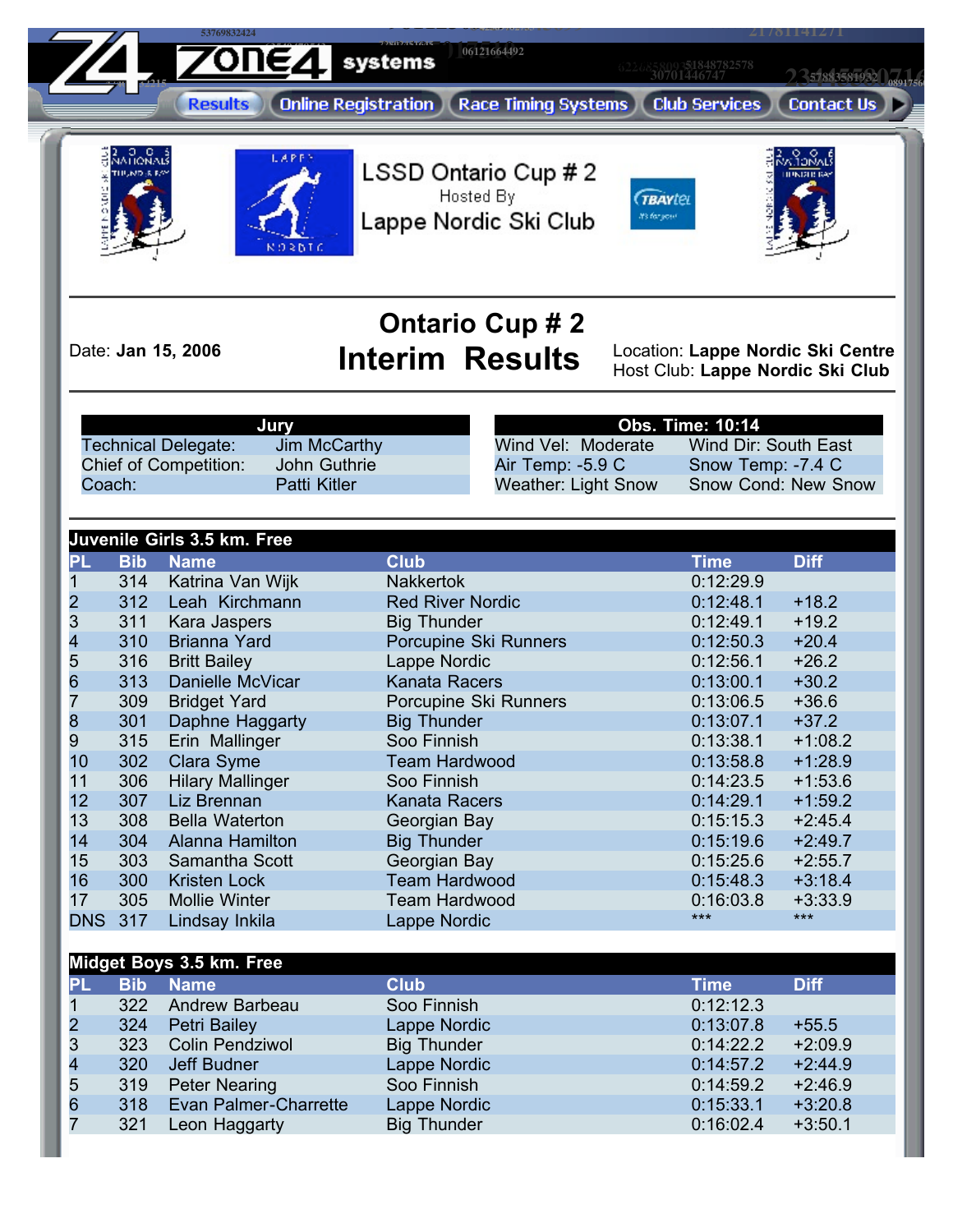Results | Online Registration | Race Timing Systems | Club Services | Contact Us

# LSSD Ontario Cup # 2

Hosted By

Lappe Nordic Ski Club

## Ontario Cup # 2
## Interim Results

Date: **Jan 15, 2006**

Location: **Lappe Nordic Ski Centre**
Host Club: **Lappe Nordic Ski Club**

| Jury | |
|---|---|
| Technical Delegate: | Jim McCarthy |
| Chief of Competition: | John Guthrie |
| Coach: | Patti Kitler |

| Obs. Time: 10:14 | |
|---|---|
| Wind Vel: Moderate | Wind Dir: South East |
| Air Temp: -5.9 C | Snow Temp: -7.4 C |
| Weather: Light Snow | Snow Cond: New Snow |

### Juvenile Girls 3.5 km. Free

| PL | Bib | Name | Club | Time | Diff |
|---|---|---|---|---|---|
| 1 | 314 | Katrina Van Wijk | Nakkertok | 0:12:29.9 | |
| 2 | 312 | Leah Kirchmann | Red River Nordic | 0:12:48.1 | +18.2 |
| 3 | 311 | Kara Jaspers | Big Thunder | 0:12:49.1 | +19.2 |
| 4 | 310 | Brianna Yard | Porcupine Ski Runners | 0:12:50.3 | +20.4 |
| 5 | 316 | Britt Bailey | Lappe Nordic | 0:12:56.1 | +26.2 |
| 6 | 313 | Danielle McVicar | Kanata Racers | 0:13:00.1 | +30.2 |
| 7 | 309 | Bridget Yard | Porcupine Ski Runners | 0:13:06.5 | +36.6 |
| 8 | 301 | Daphne Haggarty | Big Thunder | 0:13:07.1 | +37.2 |
| 9 | 315 | Erin Mallinger | Soo Finnish | 0:13:38.1 | +1:08.2 |
| 10 | 302 | Clara Syme | Team Hardwood | 0:13:58.8 | +1:28.9 |
| 11 | 306 | Hilary Mallinger | Soo Finnish | 0:14:23.5 | +1:53.6 |
| 12 | 307 | Liz Brennan | Kanata Racers | 0:14:29.1 | +1:59.2 |
| 13 | 308 | Bella Waterton | Georgian Bay | 0:15:15.3 | +2:45.4 |
| 14 | 304 | Alanna Hamilton | Big Thunder | 0:15:19.6 | +2:49.7 |
| 15 | 303 | Samantha Scott | Georgian Bay | 0:15:25.6 | +2:55.7 |
| 16 | 300 | Kristen Lock | Team Hardwood | 0:15:48.3 | +3:18.4 |
| 17 | 305 | Mollie Winter | Team Hardwood | 0:16:03.8 | +3:33.9 |
| DNS | 317 | Lindsay Inkila | Lappe Nordic | *** | *** |

### Midget Boys 3.5 km. Free

| PL | Bib | Name | Club | Time | Diff |
|---|---|---|---|---|---|
| 1 | 322 | Andrew Barbeau | Soo Finnish | 0:12:12.3 | |
| 2 | 324 | Petri Bailey | Lappe Nordic | 0:13:07.8 | +55.5 |
| 3 | 323 | Colin Pendziwol | Big Thunder | 0:14:22.2 | +2:09.9 |
| 4 | 320 | Jeff Budner | Lappe Nordic | 0:14:57.2 | +2:44.9 |
| 5 | 319 | Peter Nearing | Soo Finnish | 0:14:59.2 | +2:46.9 |
| 6 | 318 | Evan Palmer-Charrette | Lappe Nordic | 0:15:33.1 | +3:20.8 |
| 7 | 321 | Leon Haggarty | Big Thunder | 0:16:02.4 | +3:50.1 |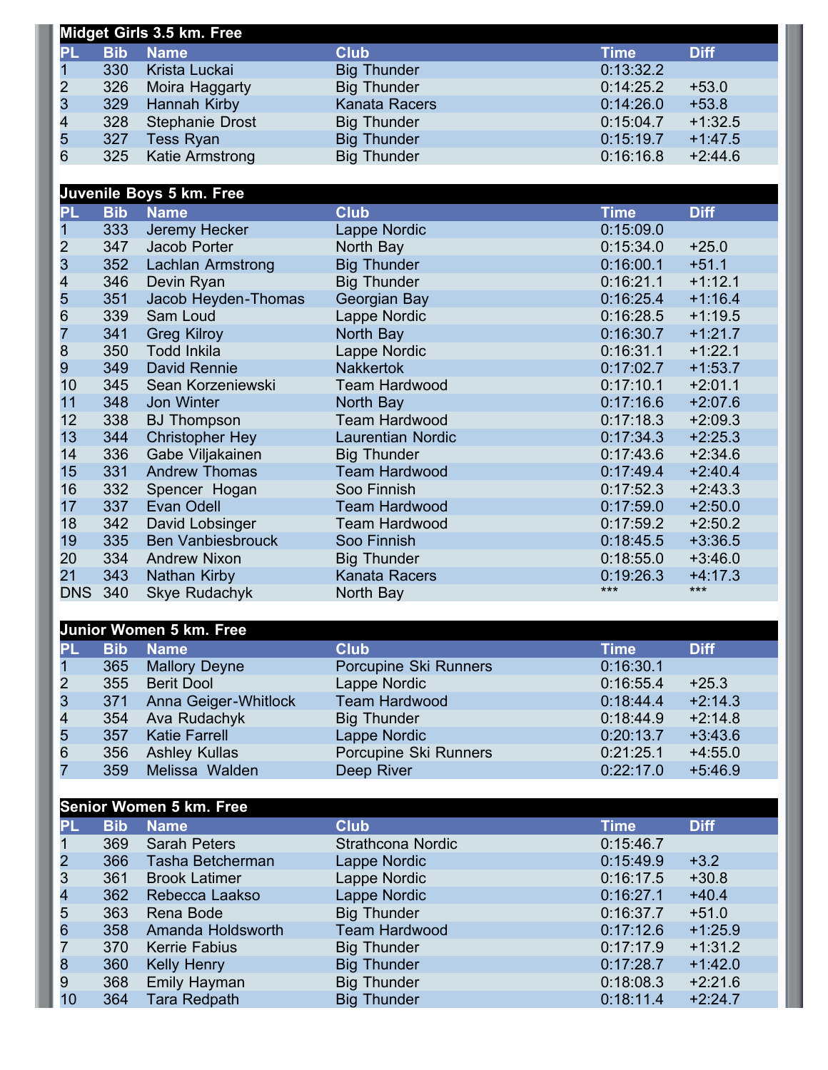## Midget Girls 3.5 km. Free

| PL | Bib | Name | Club | Time | Diff |
|---|---|---|---|---|---|
| 1 | 330 | Krista Luckai | Big Thunder | 0:13:32.2 | |
| 2 | 326 | Moira Haggarty | Big Thunder | 0:14:25.2 | +53.0 |
| 3 | 329 | Hannah Kirby | Kanata Racers | 0:14:26.0 | +53.8 |
| 4 | 328 | Stephanie Drost | Big Thunder | 0:15:04.7 | +1:32.5 |
| 5 | 327 | Tess Ryan | Big Thunder | 0:15:19.7 | +1:47.5 |
| 6 | 325 | Katie Armstrong | Big Thunder | 0:16:16.8 | +2:44.6 |

## Juvenile Boys 5 km. Free

| PL | Bib | Name | Club | Time | Diff |
|---|---|---|---|---|---|
| 1 | 333 | Jeremy Hecker | Lappe Nordic | 0:15:09.0 | |
| 2 | 347 | Jacob Porter | North Bay | 0:15:34.0 | +25.0 |
| 3 | 352 | Lachlan Armstrong | Big Thunder | 0:16:00.1 | +51.1 |
| 4 | 346 | Devin Ryan | Big Thunder | 0:16:21.1 | +1:12.1 |
| 5 | 351 | Jacob Heyden-Thomas | Georgian Bay | 0:16:25.4 | +1:16.4 |
| 6 | 339 | Sam Loud | Lappe Nordic | 0:16:28.5 | +1:19.5 |
| 7 | 341 | Greg Kilroy | North Bay | 0:16:30.7 | +1:21.7 |
| 8 | 350 | Todd Inkila | Lappe Nordic | 0:16:31.1 | +1:22.1 |
| 9 | 349 | David Rennie | Nakkertok | 0:17:02.7 | +1:53.7 |
| 10 | 345 | Sean Korzeniewski | Team Hardwood | 0:17:10.1 | +2:01.1 |
| 11 | 348 | Jon Winter | North Bay | 0:17:16.6 | +2:07.6 |
| 12 | 338 | BJ Thompson | Team Hardwood | 0:17:18.3 | +2:09.3 |
| 13 | 344 | Christopher Hey | Laurentian Nordic | 0:17:34.3 | +2:25.3 |
| 14 | 336 | Gabe Viljakainen | Big Thunder | 0:17:43.6 | +2:34.6 |
| 15 | 331 | Andrew Thomas | Team Hardwood | 0:17:49.4 | +2:40.4 |
| 16 | 332 | Spencer Hogan | Soo Finnish | 0:17:52.3 | +2:43.3 |
| 17 | 337 | Evan Odell | Team Hardwood | 0:17:59.0 | +2:50.0 |
| 18 | 342 | David Lobsinger | Team Hardwood | 0:17:59.2 | +2:50.2 |
| 19 | 335 | Ben Vanbiesbrouck | Soo Finnish | 0:18:45.5 | +3:36.5 |
| 20 | 334 | Andrew Nixon | Big Thunder | 0:18:55.0 | +3:46.0 |
| 21 | 343 | Nathan Kirby | Kanata Racers | 0:19:26.3 | +4:17.3 |
| DNS | 340 | Skye Rudachyk | North Bay | *** | *** |

## Junior Women 5 km. Free

| PL | Bib | Name | Club | Time | Diff |
|---|---|---|---|---|---|
| 1 | 365 | Mallory Deyne | Porcupine Ski Runners | 0:16:30.1 | |
| 2 | 355 | Berit Dool | Lappe Nordic | 0:16:55.4 | +25.3 |
| 3 | 371 | Anna Geiger-Whitlock | Team Hardwood | 0:18:44.4 | +2:14.3 |
| 4 | 354 | Ava Rudachyk | Big Thunder | 0:18:44.9 | +2:14.8 |
| 5 | 357 | Katie Farrell | Lappe Nordic | 0:20:13.7 | +3:43.6 |
| 6 | 356 | Ashley Kullas | Porcupine Ski Runners | 0:21:25.1 | +4:55.0 |
| 7 | 359 | Melissa Walden | Deep River | 0:22:17.0 | +5:46.9 |

## Senior Women 5 km. Free

| PL | Bib | Name | Club | Time | Diff |
|---|---|---|---|---|---|
| 1 | 369 | Sarah Peters | Strathcona Nordic | 0:15:46.7 | |
| 2 | 366 | Tasha Betcherman | Lappe Nordic | 0:15:49.9 | +3.2 |
| 3 | 361 | Brook Latimer | Lappe Nordic | 0:16:17.5 | +30.8 |
| 4 | 362 | Rebecca Laakso | Lappe Nordic | 0:16:27.1 | +40.4 |
| 5 | 363 | Rena Bode | Big Thunder | 0:16:37.7 | +51.0 |
| 6 | 358 | Amanda Holdsworth | Team Hardwood | 0:17:12.6 | +1:25.9 |
| 7 | 370 | Kerrie Fabius | Big Thunder | 0:17:17.9 | +1:31.2 |
| 8 | 360 | Kelly Henry | Big Thunder | 0:17:28.7 | +1:42.0 |
| 9 | 368 | Emily Hayman | Big Thunder | 0:18:08.3 | +2:21.6 |
| 10 | 364 | Tara Redpath | Big Thunder | 0:18:11.4 | +2:24.7 |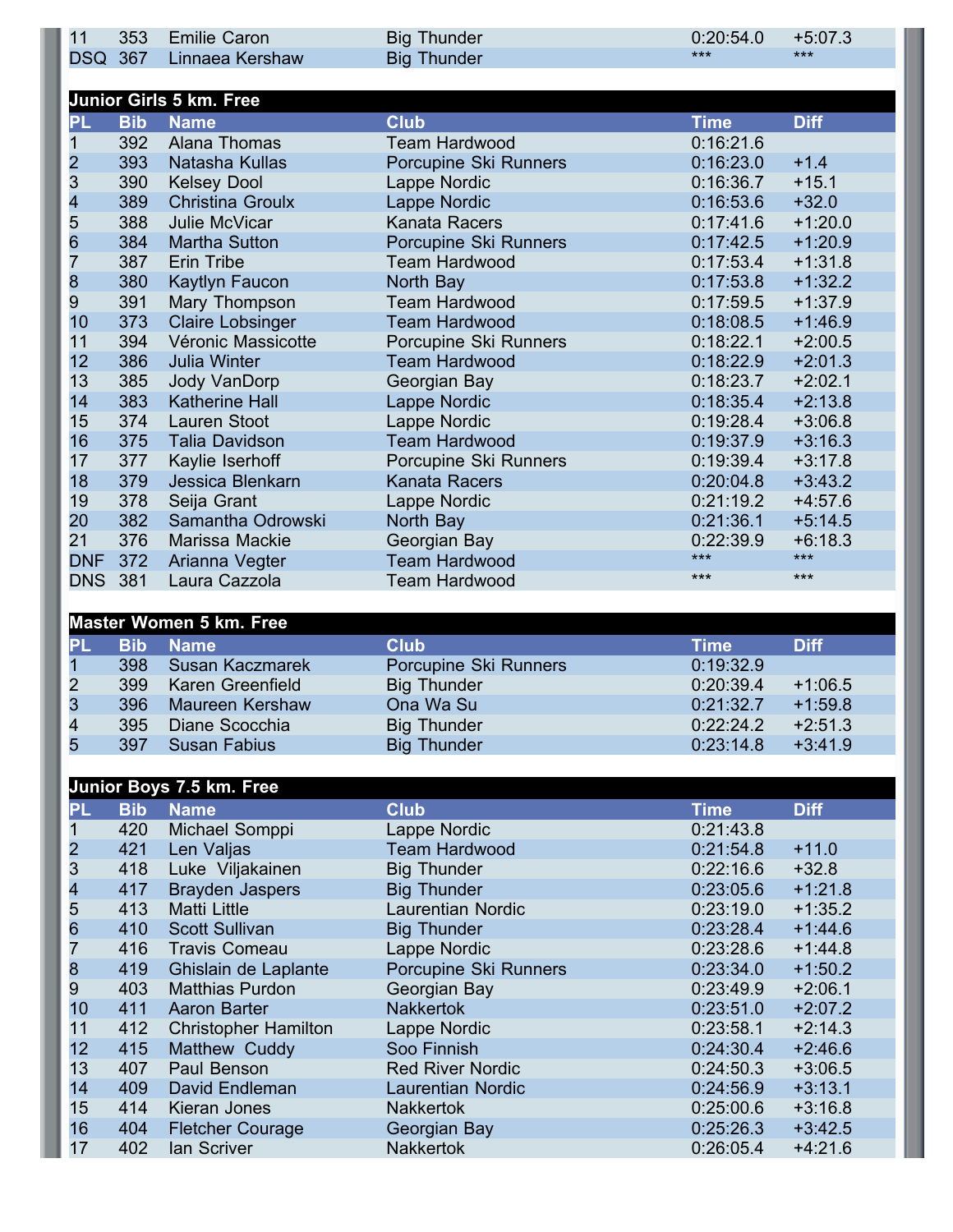| PL | Bib | Name | Club | Time | Diff |
|---|---|---|---|---|---|
| 11 | 353 | Emilie Caron | Big Thunder | 0:20:54.0 | +5:07.3 |
| DSQ | 367 | Linnaea Kershaw | Big Thunder | *** | *** |

## Junior Girls 5 km. Free

| PL | Bib | Name | Club | Time | Diff |
|---|---|---|---|---|---|
| 1 | 392 | Alana Thomas | Team Hardwood | 0:16:21.6 | |
| 2 | 393 | Natasha Kullas | Porcupine Ski Runners | 0:16:23.0 | +1.4 |
| 3 | 390 | Kelsey Dool | Lappe Nordic | 0:16:36.7 | +15.1 |
| 4 | 389 | Christina Groulx | Lappe Nordic | 0:16:53.6 | +32.0 |
| 5 | 388 | Julie McVicar | Kanata Racers | 0:17:41.6 | +1:20.0 |
| 6 | 384 | Martha Sutton | Porcupine Ski Runners | 0:17:42.5 | +1:20.9 |
| 7 | 387 | Erin Tribe | Team Hardwood | 0:17:53.4 | +1:31.8 |
| 8 | 380 | Kaytlyn Faucon | North Bay | 0:17:53.8 | +1:32.2 |
| 9 | 391 | Mary Thompson | Team Hardwood | 0:17:59.5 | +1:37.9 |
| 10 | 373 | Claire Lobsinger | Team Hardwood | 0:18:08.5 | +1:46.9 |
| 11 | 394 | Véronic Massicotte | Porcupine Ski Runners | 0:18:22.1 | +2:00.5 |
| 12 | 386 | Julia Winter | Team Hardwood | 0:18:22.9 | +2:01.3 |
| 13 | 385 | Jody VanDorp | Georgian Bay | 0:18:23.7 | +2:02.1 |
| 14 | 383 | Katherine Hall | Lappe Nordic | 0:18:35.4 | +2:13.8 |
| 15 | 374 | Lauren Stoot | Lappe Nordic | 0:19:28.4 | +3:06.8 |
| 16 | 375 | Talia Davidson | Team Hardwood | 0:19:37.9 | +3:16.3 |
| 17 | 377 | Kaylie Iserhoff | Porcupine Ski Runners | 0:19:39.4 | +3:17.8 |
| 18 | 379 | Jessica Blenkarn | Kanata Racers | 0:20:04.8 | +3:43.2 |
| 19 | 378 | Seija Grant | Lappe Nordic | 0:21:19.2 | +4:57.6 |
| 20 | 382 | Samantha Odrowski | North Bay | 0:21:36.1 | +5:14.5 |
| 21 | 376 | Marissa Mackie | Georgian Bay | 0:22:39.9 | +6:18.3 |
| DNF | 372 | Arianna Vegter | Team Hardwood | *** | *** |
| DNS | 381 | Laura Cazzola | Team Hardwood | *** | *** |

## Master Women 5 km. Free

| PL | Bib | Name | Club | Time | Diff |
|---|---|---|---|---|---|
| 1 | 398 | Susan Kaczmarek | Porcupine Ski Runners | 0:19:32.9 | |
| 2 | 399 | Karen Greenfield | Big Thunder | 0:20:39.4 | +1:06.5 |
| 3 | 396 | Maureen Kershaw | Ona Wa Su | 0:21:32.7 | +1:59.8 |
| 4 | 395 | Diane Scocchia | Big Thunder | 0:22:24.2 | +2:51.3 |
| 5 | 397 | Susan Fabius | Big Thunder | 0:23:14.8 | +3:41.9 |

## Junior Boys 7.5 km. Free

| PL | Bib | Name | Club | Time | Diff |
|---|---|---|---|---|---|
| 1 | 420 | Michael Somppi | Lappe Nordic | 0:21:43.8 | |
| 2 | 421 | Len Valjas | Team Hardwood | 0:21:54.8 | +11.0 |
| 3 | 418 | Luke Viljakainen | Big Thunder | 0:22:16.6 | +32.8 |
| 4 | 417 | Brayden Jaspers | Big Thunder | 0:23:05.6 | +1:21.8 |
| 5 | 413 | Matti Little | Laurentian Nordic | 0:23:19.0 | +1:35.2 |
| 6 | 410 | Scott Sullivan | Big Thunder | 0:23:28.4 | +1:44.6 |
| 7 | 416 | Travis Comeau | Lappe Nordic | 0:23:28.6 | +1:44.8 |
| 8 | 419 | Ghislain de Laplante | Porcupine Ski Runners | 0:23:34.0 | +1:50.2 |
| 9 | 403 | Matthias Purdon | Georgian Bay | 0:23:49.9 | +2:06.1 |
| 10 | 411 | Aaron Barter | Nakkertok | 0:23:51.0 | +2:07.2 |
| 11 | 412 | Christopher Hamilton | Lappe Nordic | 0:23:58.1 | +2:14.3 |
| 12 | 415 | Matthew Cuddy | Soo Finnish | 0:24:30.4 | +2:46.6 |
| 13 | 407 | Paul Benson | Red River Nordic | 0:24:50.3 | +3:06.5 |
| 14 | 409 | David Endleman | Laurentian Nordic | 0:24:56.9 | +3:13.1 |
| 15 | 414 | Kieran Jones | Nakkertok | 0:25:00.6 | +3:16.8 |
| 16 | 404 | Fletcher Courage | Georgian Bay | 0:25:26.3 | +3:42.5 |
| 17 | 402 | Ian Scriver | Nakkertok | 0:26:05.4 | +4:21.6 |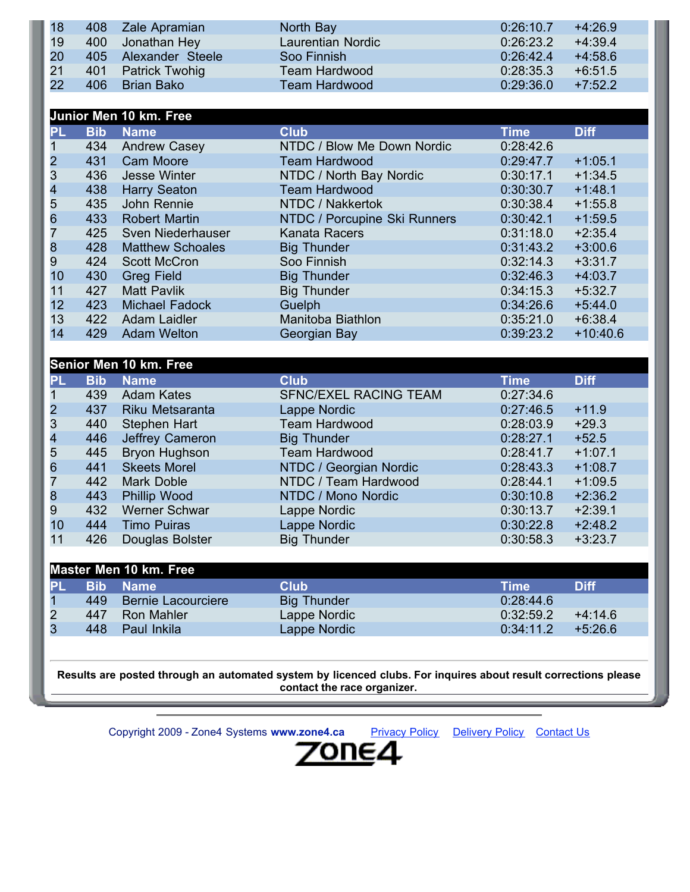| PL | Bib | Name | Club | Time | Diff |
|---|---|---|---|---|---|
| 18 | 408 | Zale Apramian | North Bay | 0:26:10.7 | +4:26.9 |
| 19 | 400 | Jonathan Hey | Laurentian Nordic | 0:26:23.2 | +4:39.4 |
| 20 | 405 | Alexander Steele | Soo Finnish | 0:26:42.4 | +4:58.6 |
| 21 | 401 | Patrick Twohig | Team Hardwood | 0:28:35.3 | +6:51.5 |
| 22 | 406 | Brian Bako | Team Hardwood | 0:29:36.0 | +7:52.2 |

## Junior Men 10 km. Free

| PL | Bib | Name | Club | Time | Diff |
|---|---|---|---|---|---|
| 1 | 434 | Andrew Casey | NTDC / Blow Me Down Nordic | 0:28:42.6 | |
| 2 | 431 | Cam Moore | Team Hardwood | 0:29:47.7 | +1:05.1 |
| 3 | 436 | Jesse Winter | NTDC / North Bay Nordic | 0:30:17.1 | +1:34.5 |
| 4 | 438 | Harry Seaton | Team Hardwood | 0:30:30.7 | +1:48.1 |
| 5 | 435 | John Rennie | NTDC / Nakkertok | 0:30:38.4 | +1:55.8 |
| 6 | 433 | Robert Martin | NTDC / Porcupine Ski Runners | 0:30:42.1 | +1:59.5 |
| 7 | 425 | Sven Niederhauser | Kanata Racers | 0:31:18.0 | +2:35.4 |
| 8 | 428 | Matthew Schoales | Big Thunder | 0:31:43.2 | +3:00.6 |
| 9 | 424 | Scott McCron | Soo Finnish | 0:32:14.3 | +3:31.7 |
| 10 | 430 | Greg Field | Big Thunder | 0:32:46.3 | +4:03.7 |
| 11 | 427 | Matt Pavlik | Big Thunder | 0:34:15.3 | +5:32.7 |
| 12 | 423 | Michael Fadock | Guelph | 0:34:26.6 | +5:44.0 |
| 13 | 422 | Adam Laidler | Manitoba Biathlon | 0:35:21.0 | +6:38.4 |
| 14 | 429 | Adam Welton | Georgian Bay | 0:39:23.2 | +10:40.6 |

## Senior Men 10 km. Free

| PL | Bib | Name | Club | Time | Diff |
|---|---|---|---|---|---|
| 1 | 439 | Adam Kates | SFNC/EXEL RACING TEAM | 0:27:34.6 | |
| 2 | 437 | Riku Metsaranta | Lappe Nordic | 0:27:46.5 | +11.9 |
| 3 | 440 | Stephen Hart | Team Hardwood | 0:28:03.9 | +29.3 |
| 4 | 446 | Jeffrey Cameron | Big Thunder | 0:28:27.1 | +52.5 |
| 5 | 445 | Bryon Hughson | Team Hardwood | 0:28:41.7 | +1:07.1 |
| 6 | 441 | Skeets Morel | NTDC / Georgian Nordic | 0:28:43.3 | +1:08.7 |
| 7 | 442 | Mark Doble | NTDC / Team Hardwood | 0:28:44.1 | +1:09.5 |
| 8 | 443 | Phillip Wood | NTDC / Mono Nordic | 0:30:10.8 | +2:36.2 |
| 9 | 432 | Werner Schwar | Lappe Nordic | 0:30:13.7 | +2:39.1 |
| 10 | 444 | Timo Puiras | Lappe Nordic | 0:30:22.8 | +2:48.2 |
| 11 | 426 | Douglas Bolster | Big Thunder | 0:30:58.3 | +3:23.7 |

## Master Men 10 km. Free

| PL | Bib | Name | Club | Time | Diff |
|---|---|---|---|---|---|
| 1 | 449 | Bernie Lacourciere | Big Thunder | 0:28:44.6 | |
| 2 | 447 | Ron Mahler | Lappe Nordic | 0:32:59.2 | +4:14.6 |
| 3 | 448 | Paul Inkila | Lappe Nordic | 0:34:11.2 | +5:26.6 |

**Results are posted through an automated system by licenced clubs. For inquires about result corrections please contact the race organizer.**

Copyright 2009 - Zone4 Systems **www.zone4.ca** Privacy Policy Delivery Policy Contact Us

ZONE4